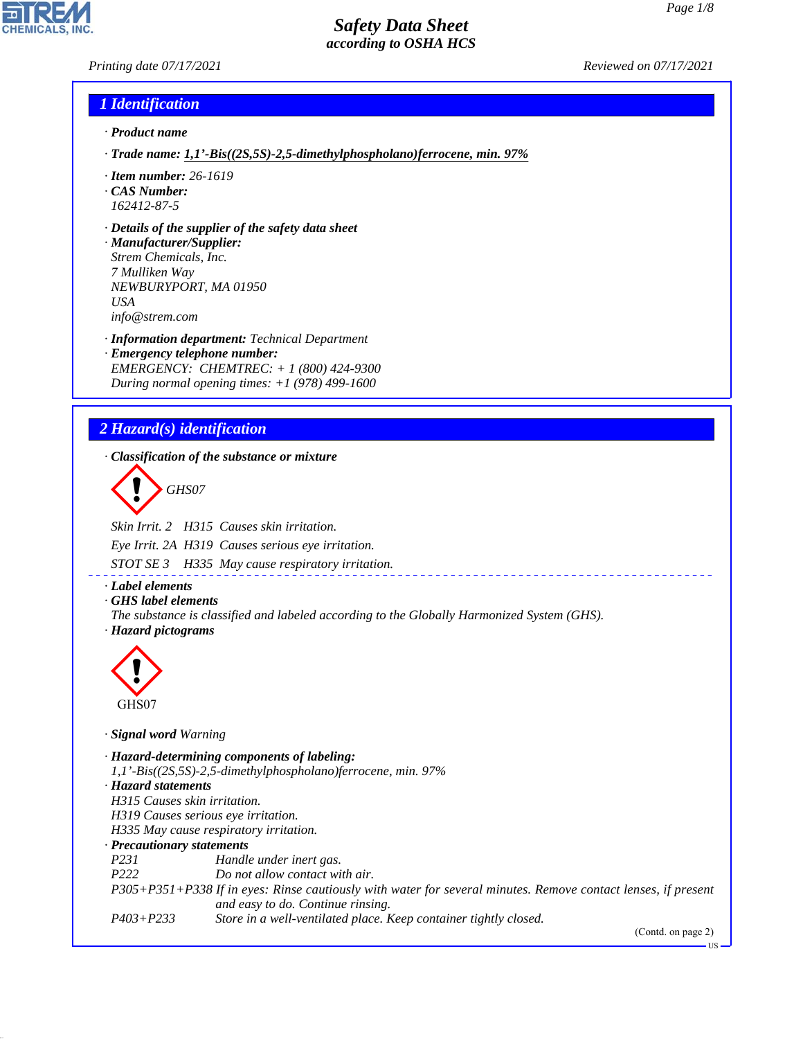# Safety Data Sheet
*according to OSHA HCS*

*Printing date 07/17/2021* *Reviewed on 07/17/2021*

## 1 Identification

· **Product name**

· **Trade name: 1,1'-Bis((2S,5S)-2,5-dimethylphospholano)ferrocene, min. 97%**

· **Item number:** 26-1619
· **CAS Number:**
162412-87-5

· **Details of the supplier of the safety data sheet**
· **Manufacturer/Supplier:**
Strem Chemicals, Inc.
7 Mulliken Way
NEWBURYPORT, MA 01950
USA
info@strem.com

· **Information department:** Technical Department
· **Emergency telephone number:**
EMERGENCY: CHEMTREC: + 1 (800) 424-9300
During normal opening times: +1 (978) 499-1600

## 2 Hazard(s) identification

· **Classification of the substance or mixture**

GHS07

Skin Irrit. 2 H315 Causes skin irritation.

Eye Irrit. 2A H319 Causes serious eye irritation.

STOT SE 3 H335 May cause respiratory irritation.

· **Label elements**
· **GHS label elements**
The substance is classified and labeled according to the Globally Harmonized System (GHS).
· **Hazard pictograms**

GHS07

· **Signal word** Warning

· **Hazard-determining components of labeling:**
1,1'-Bis((2S,5S)-2,5-dimethylphospholano)ferrocene, min. 97%
· **Hazard statements**
H315 Causes skin irritation.
H319 Causes serious eye irritation.
H335 May cause respiratory irritation.
· **Precautionary statements**

| | |
|---|---|
| P231 | Handle under inert gas. |
| P222 | Do not allow contact with air. |
| P305+P351+P338 | If in eyes: Rinse cautiously with water for several minutes. Remove contact lenses, if present and easy to do. Continue rinsing. |
| P403+P233 | Store in a well-ventilated place. Keep container tightly closed. |

(Contd. on page 2)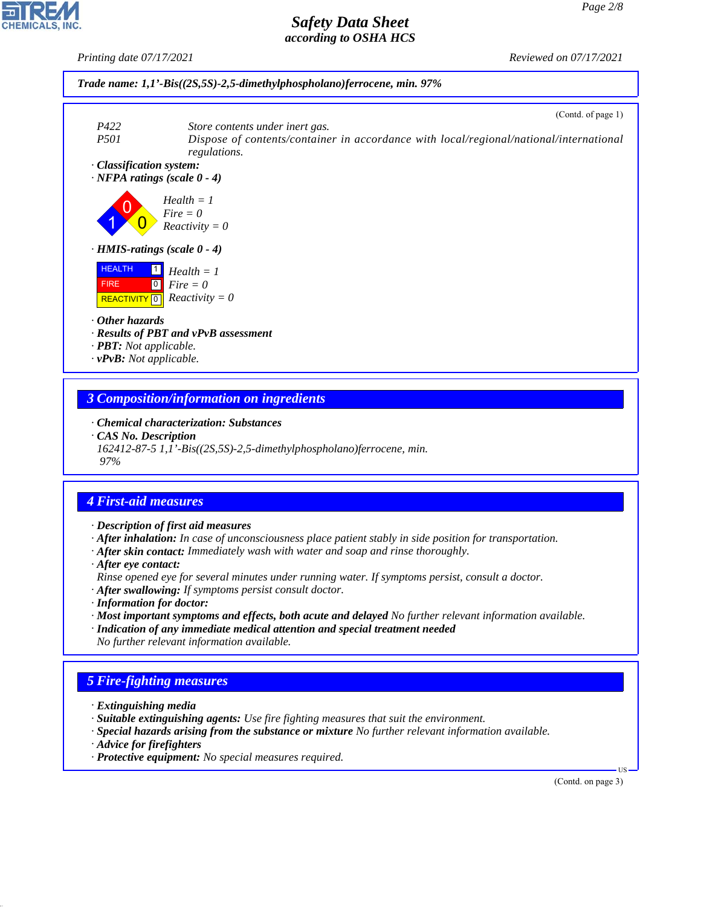*Trade name: 1,1'-Bis((2S,5S)-2,5-dimethylphospholano)ferrocene, min. 97%*

(Contd. of page 1)

P422 Store contents under inert gas.
P501 Dispose of contents/container in accordance with local/regional/national/international regulations.

· **Classification system:**
· **NFPA ratings (scale 0 - 4)**

Health = 1
Fire = 0
Reactivity = 0

· **HMIS-ratings (scale 0 - 4)**

| | | |
|---|---|---|
| HEALTH | 1 | Health = 1 |
| FIRE | 0 | Fire = 0 |
| REACTIVITY | 0 | Reactivity = 0 |

· **Other hazards**
· **Results of PBT and vPvB assessment**
· **PBT:** Not applicable.
· **vPvB:** Not applicable.

## 3 Composition/information on ingredients

· **Chemical characterization: Substances**
· **CAS No. Description**
162412-87-5 1,1'-Bis((2S,5S)-2,5-dimethylphospholano)ferrocene, min. 97%

## 4 First-aid measures

· **Description of first aid measures**
· **After inhalation:** In case of unconsciousness place patient stably in side position for transportation.
· **After skin contact:** Immediately wash with water and soap and rinse thoroughly.
· **After eye contact:**
Rinse opened eye for several minutes under running water. If symptoms persist, consult a doctor.
· **After swallowing:** If symptoms persist consult doctor.
· **Information for doctor:**
· **Most important symptoms and effects, both acute and delayed** No further relevant information available.
· **Indication of any immediate medical attention and special treatment needed**
No further relevant information available.

## 5 Fire-fighting measures

· **Extinguishing media**
· **Suitable extinguishing agents:** Use fire fighting measures that suit the environment.
· **Special hazards arising from the substance or mixture** No further relevant information available.
· **Advice for firefighters**
· **Protective equipment:** No special measures required.

(Contd. on page 3)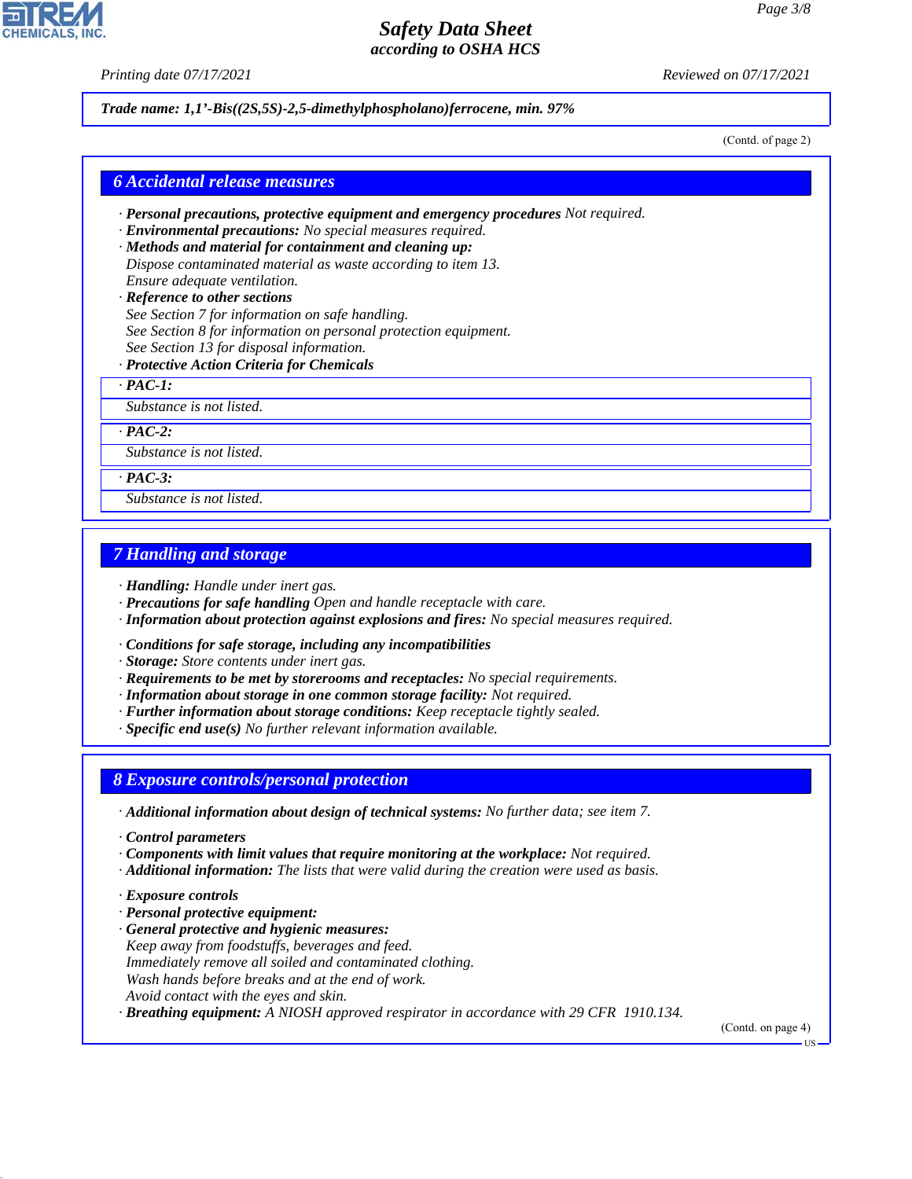*Trade name: 1,1'-Bis((2S,5S)-2,5-dimethylphospholano)ferrocene, min. 97%*

(Contd. of page 2)

## 6 Accidental release measures

· **Personal precautions, protective equipment and emergency procedures** Not required.
· **Environmental precautions:** No special measures required.
· **Methods and material for containment and cleaning up:**
Dispose contaminated material as waste according to item 13.
Ensure adequate ventilation.
· **Reference to other sections**
See Section 7 for information on safe handling.
See Section 8 for information on personal protection equipment.
See Section 13 for disposal information.
· **Protective Action Criteria for Chemicals**

· **PAC-1:**
Substance is not listed.

· **PAC-2:**
Substance is not listed.

· **PAC-3:**
Substance is not listed.

## 7 Handling and storage

· **Handling:** Handle under inert gas.
· **Precautions for safe handling** Open and handle receptacle with care.
· **Information about protection against explosions and fires:** No special measures required.

· **Conditions for safe storage, including any incompatibilities**
· **Storage:** Store contents under inert gas.
· **Requirements to be met by storerooms and receptacles:** No special requirements.
· **Information about storage in one common storage facility:** Not required.
· **Further information about storage conditions:** Keep receptacle tightly sealed.
· **Specific end use(s)** No further relevant information available.

## 8 Exposure controls/personal protection

· **Additional information about design of technical systems:** No further data; see item 7.

· **Control parameters**
· **Components with limit values that require monitoring at the workplace:** Not required.
· **Additional information:** The lists that were valid during the creation were used as basis.

· **Exposure controls**
· **Personal protective equipment:**
· **General protective and hygienic measures:**
Keep away from foodstuffs, beverages and feed.
Immediately remove all soiled and contaminated clothing.
Wash hands before breaks and at the end of work.
Avoid contact with the eyes and skin.
· **Breathing equipment:** A NIOSH approved respirator in accordance with 29 CFR 1910.134.

(Contd. on page 4)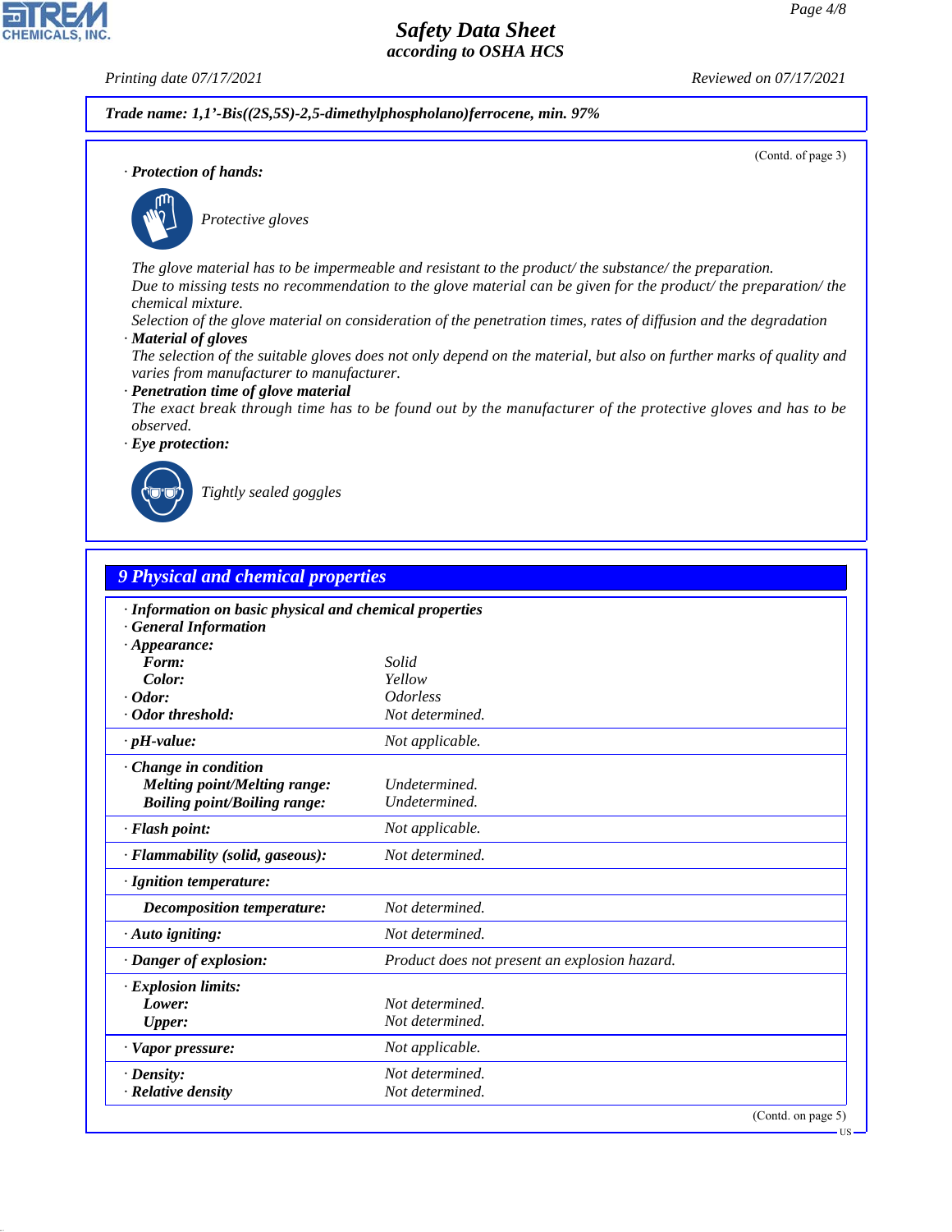**Trade name: 1,1'-Bis((2S,5S)-2,5-dimethylphospholano)ferrocene, min. 97%**

(Contd. of page 3)

· **Protection of hands:**

Protective gloves

The glove material has to be impermeable and resistant to the product/ the substance/ the preparation.
Due to missing tests no recommendation to the glove material can be given for the product/ the preparation/ the chemical mixture.
Selection of the glove material on consideration of the penetration times, rates of diffusion and the degradation

· **Material of gloves**
The selection of the suitable gloves does not only depend on the material, but also on further marks of quality and varies from manufacturer to manufacturer.

· **Penetration time of glove material**
The exact break through time has to be found out by the manufacturer of the protective gloves and has to be observed.

· **Eye protection:**

Tightly sealed goggles

## 9 Physical and chemical properties

· **Information on basic physical and chemical properties**
· **General Information**

| | |
|---|---|
| · **Appearance:** | |
| **Form:** | Solid |
| **Color:** | Yellow |
| · **Odor:** | Odorless |
| · **Odor threshold:** | Not determined. |
| · **pH-value:** | Not applicable. |
| · **Change in condition** | |
| **Melting point/Melting range:** | Undetermined. |
| **Boiling point/Boiling range:** | Undetermined. |
| · **Flash point:** | Not applicable. |
| · **Flammability (solid, gaseous):** | Not determined. |
| · **Ignition temperature:** | |
| **Decomposition temperature:** | Not determined. |
| · **Auto igniting:** | Not determined. |
| · **Danger of explosion:** | Product does not present an explosion hazard. |
| · **Explosion limits:** | |
| **Lower:** | Not determined. |
| **Upper:** | Not determined. |
| · **Vapor pressure:** | Not applicable. |
| · **Density:** | Not determined. |
| · **Relative density** | Not determined. |

(Contd. on page 5)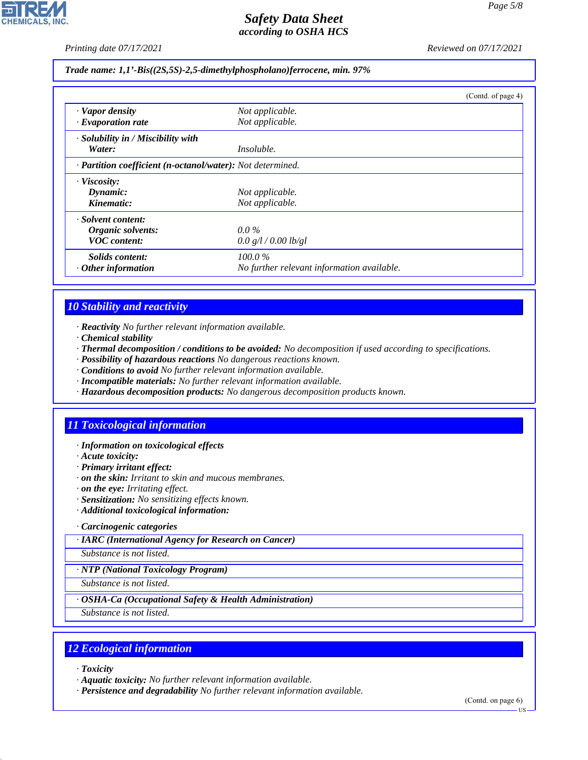**Trade name: 1,1'-Bis((2S,5S)-2,5-dimethylphospholano)ferrocene, min. 97%**

(Contd. of page 4)

| | |
|---|---|
| · **Vapor density** | Not applicable. |
| · **Evaporation rate** | Not applicable. |
| · **Solubility in / Miscibility with** | |
| **Water:** | Insoluble. |
| · **Partition coefficient (n-octanol/water):** | Not determined. |
| · **Viscosity:** | |
| **Dynamic:** | Not applicable. |
| **Kinematic:** | Not applicable. |
| · **Solvent content:** | |
| **Organic solvents:** | 0.0 % |
| **VOC content:** | 0.0 g/l / 0.00 lb/gl |
| **Solids content:** | 100.0 % |
| · **Other information** | No further relevant information available. |

## 10 Stability and reactivity

· **Reactivity** No further relevant information available.
· **Chemical stability**
· **Thermal decomposition / conditions to be avoided:** No decomposition if used according to specifications.
· **Possibility of hazardous reactions** No dangerous reactions known.
· **Conditions to avoid** No further relevant information available.
· **Incompatible materials:** No further relevant information available.
· **Hazardous decomposition products:** No dangerous decomposition products known.

## 11 Toxicological information

· **Information on toxicological effects**
· **Acute toxicity:**
· **Primary irritant effect:**
· **on the skin:** Irritant to skin and mucous membranes.
· **on the eye:** Irritating effect.
· **Sensitization:** No sensitizing effects known.
· **Additional toxicological information:**

· **Carcinogenic categories**

· **IARC (International Agency for Research on Cancer)**
Substance is not listed.

· **NTP (National Toxicology Program)**
Substance is not listed.

· **OSHA-Ca (Occupational Safety & Health Administration)**
Substance is not listed.

## 12 Ecological information

· **Toxicity**
· **Aquatic toxicity:** No further relevant information available.
· **Persistence and degradability** No further relevant information available.

(Contd. on page 6)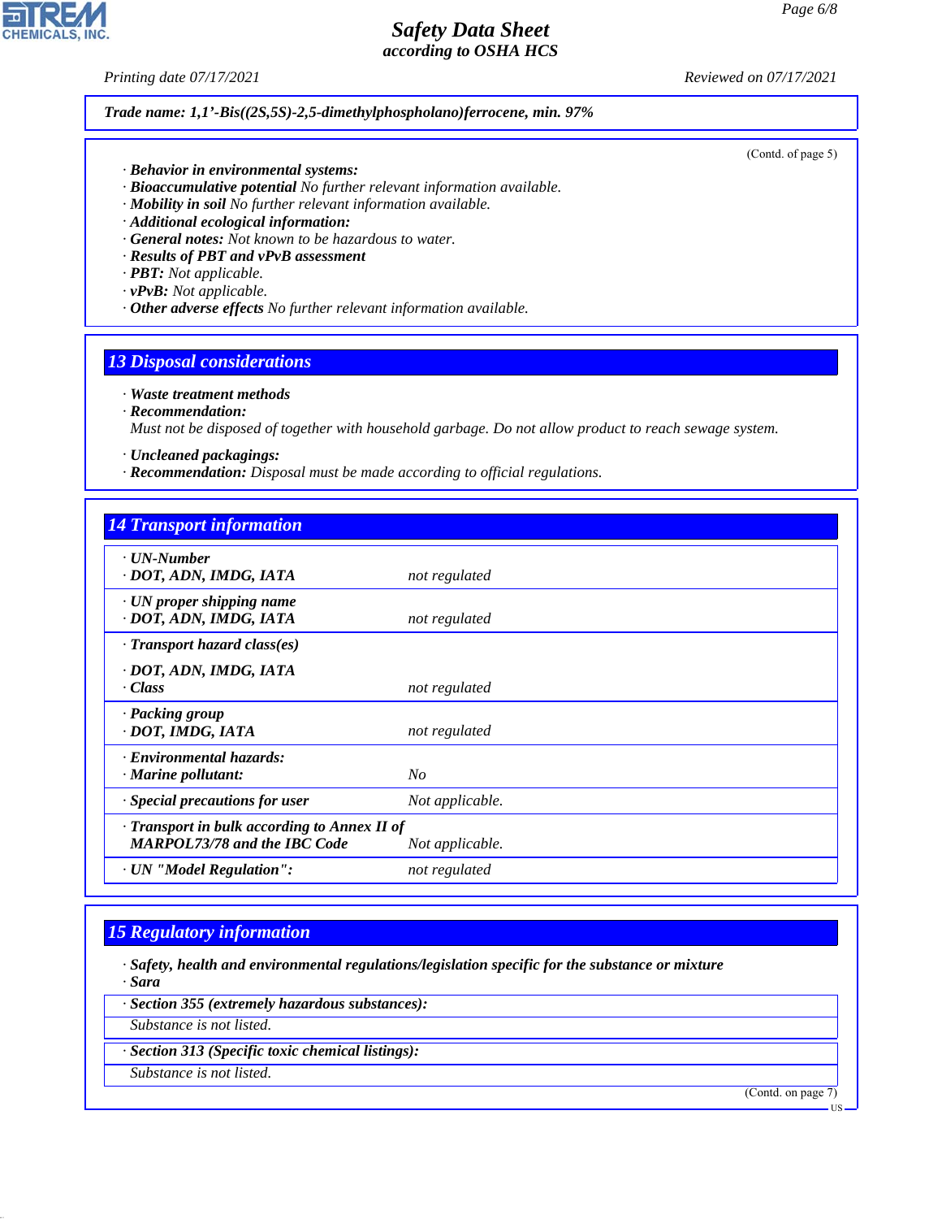*Trade name: 1,1'-Bis((2S,5S)-2,5-dimethylphospholano)ferrocene, min. 97%*

(Contd. of page 5)

· **Behavior in environmental systems:**
· **Bioaccumulative potential** No further relevant information available.
· **Mobility in soil** No further relevant information available.
· **Additional ecological information:**
· **General notes:** Not known to be hazardous to water.
· **Results of PBT and vPvB assessment**
· **PBT:** Not applicable.
· **vPvB:** Not applicable.
· **Other adverse effects** No further relevant information available.

## 13 Disposal considerations

· **Waste treatment methods**
· **Recommendation:**
Must not be disposed of together with household garbage. Do not allow product to reach sewage system.

· **Uncleaned packagings:**
· **Recommendation:** Disposal must be made according to official regulations.

## 14 Transport information

| | |
|---|---|
| · **UN-Number**<br>· **DOT, ADN, IMDG, IATA** | not regulated |
| · **UN proper shipping name**<br>· **DOT, ADN, IMDG, IATA** | not regulated |
| · **Transport hazard class(es)**<br>· **DOT, ADN, IMDG, IATA**<br>· **Class** | not regulated |
| · **Packing group**<br>· **DOT, IMDG, IATA** | not regulated |
| · **Environmental hazards:**<br>· **Marine pollutant:** | No |
| · **Special precautions for user** | Not applicable. |
| · **Transport in bulk according to Annex II of MARPOL73/78 and the IBC Code** | Not applicable. |
| · **UN "Model Regulation":** | not regulated |

## 15 Regulatory information

· **Safety, health and environmental regulations/legislation specific for the substance or mixture**
· **Sara**

· **Section 355 (extremely hazardous substances):**
Substance is not listed.

· **Section 313 (Specific toxic chemical listings):**
Substance is not listed.

(Contd. on page 7)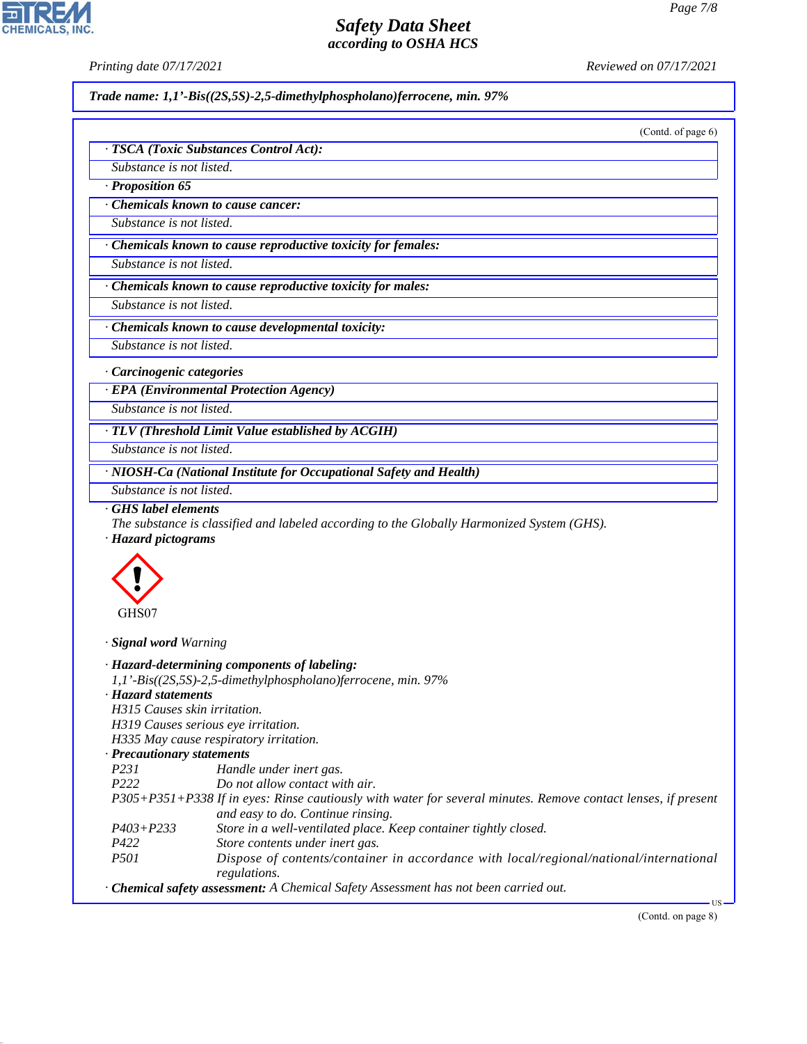Trade name: 1,1'-Bis((2S,5S)-2,5-dimethylphospholano)ferrocene, min. 97%

(Contd. of page 6)

· **TSCA (Toxic Substances Control Act):**
Substance is not listed.

· **Proposition 65**

· **Chemicals known to cause cancer:**
Substance is not listed.

· **Chemicals known to cause reproductive toxicity for females:**
Substance is not listed.

· **Chemicals known to cause reproductive toxicity for males:**
Substance is not listed.

· **Chemicals known to cause developmental toxicity:**
Substance is not listed.

· **Carcinogenic categories**

· **EPA (Environmental Protection Agency)**
Substance is not listed.

· **TLV (Threshold Limit Value established by ACGIH)**
Substance is not listed.

· **NIOSH-Ca (National Institute for Occupational Safety and Health)**
Substance is not listed.

· **GHS label elements**
The substance is classified and labeled according to the Globally Harmonized System (GHS).

· **Hazard pictograms**

GHS07

· **Signal word** Warning

· **Hazard-determining components of labeling:**
1,1'-Bis((2S,5S)-2,5-dimethylphospholano)ferrocene, min. 97%

· **Hazard statements**
H315 Causes skin irritation.
H319 Causes serious eye irritation.
H335 May cause respiratory irritation.

· **Precautionary statements**

| | |
|---|---|
| P231 | Handle under inert gas. |
| P222 | Do not allow contact with air. |
| P305+P351+P338 | If in eyes: Rinse cautiously with water for several minutes. Remove contact lenses, if present and easy to do. Continue rinsing. |
| P403+P233 | Store in a well-ventilated place. Keep container tightly closed. |
| P422 | Store contents under inert gas. |
| P501 | Dispose of contents/container in accordance with local/regional/national/international regulations. |

· **Chemical safety assessment:** A Chemical Safety Assessment has not been carried out.

(Contd. on page 8)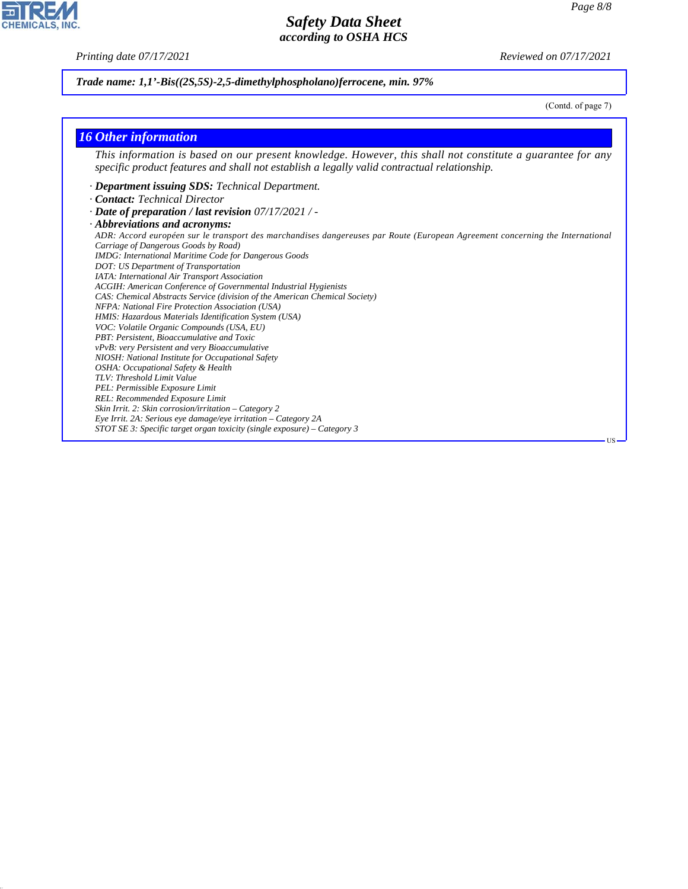*Trade name: 1,1'-Bis((2S,5S)-2,5-dimethylphospholano)ferrocene, min. 97%*

(Contd. of page 7)

## 16 Other information

*This information is based on our present knowledge. However, this shall not constitute a guarantee for any specific product features and shall not establish a legally valid contractual relationship.*

· ***Department issuing SDS:*** *Technical Department.*
· ***Contact:*** *Technical Director*
· ***Date of preparation / last revision*** *07/17/2021 / -*
· ***Abbreviations and acronyms:***
*ADR: Accord européen sur le transport des marchandises dangereuses par Route (European Agreement concerning the International Carriage of Dangerous Goods by Road)*
*IMDG: International Maritime Code for Dangerous Goods*
*DOT: US Department of Transportation*
*IATA: International Air Transport Association*
*ACGIH: American Conference of Governmental Industrial Hygienists*
*CAS: Chemical Abstracts Service (division of the American Chemical Society)*
*NFPA: National Fire Protection Association (USA)*
*HMIS: Hazardous Materials Identification System (USA)*
*VOC: Volatile Organic Compounds (USA, EU)*
*PBT: Persistent, Bioaccumulative and Toxic*
*vPvB: very Persistent and very Bioaccumulative*
*NIOSH: National Institute for Occupational Safety*
*OSHA: Occupational Safety & Health*
*TLV: Threshold Limit Value*
*PEL: Permissible Exposure Limit*
*REL: Recommended Exposure Limit*
*Skin Irrit. 2: Skin corrosion/irritation – Category 2*
*Eye Irrit. 2A: Serious eye damage/eye irritation – Category 2A*
*STOT SE 3: Specific target organ toxicity (single exposure) – Category 3*